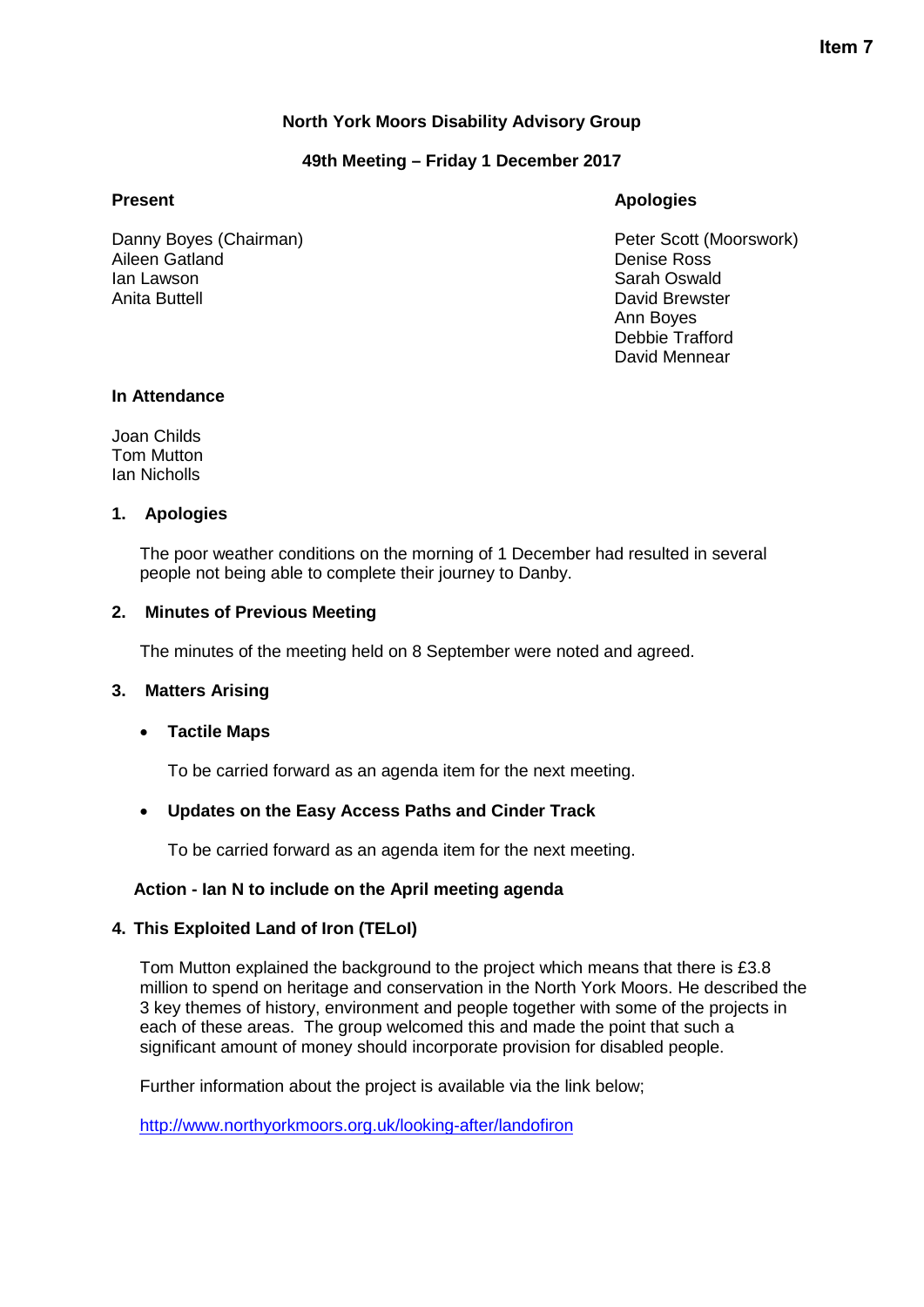Item 7

# North York Moors Disability Advisory Group

## 49th Meeting – Friday 1 December 2017

**Present**

Danny Boyes (Chairman)
Aileen Gatland
Ian Lawson
Anita Buttell

**Apologies**

Peter Scott (Moorswork)
Denise Ross
Sarah Oswald
David Brewster
Ann Boyes
Debbie Trafford
David Mennear

**In Attendance**

Joan Childs
Tom Mutton
Ian Nicholls

### 1. Apologies

The poor weather conditions on the morning of 1 December had resulted in several people not being able to complete their journey to Danby.

### 2. Minutes of Previous Meeting

The minutes of the meeting held on 8 September were noted and agreed.

### 3. Matters Arising

- **Tactile Maps**

  To be carried forward as an agenda item for the next meeting.

- **Updates on the Easy Access Paths and Cinder Track**

  To be carried forward as an agenda item for the next meeting.

**Action - Ian N to include on the April meeting agenda**

### 4. This Exploited Land of Iron (TELoI)

Tom Mutton explained the background to the project which means that there is £3.8 million to spend on heritage and conservation in the North York Moors. He described the 3 key themes of history, environment and people together with some of the projects in each of these areas. The group welcomed this and made the point that such a significant amount of money should incorporate provision for disabled people.

Further information about the project is available via the link below;

http://www.northyorkmoors.org.uk/looking-after/landofiron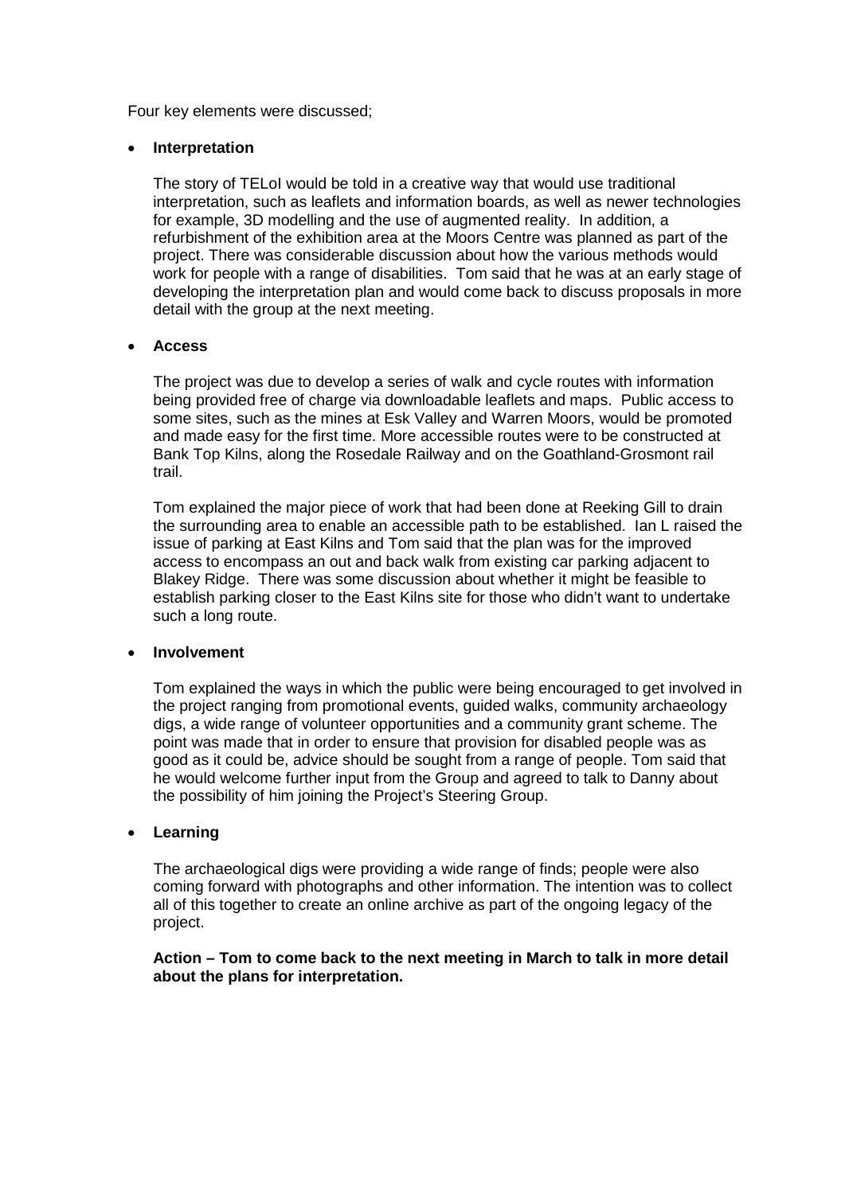Four key elements were discussed;

- **Interpretation**

  The story of TELoI would be told in a creative way that would use traditional interpretation, such as leaflets and information boards, as well as newer technologies for example, 3D modelling and the use of augmented reality. In addition, a refurbishment of the exhibition area at the Moors Centre was planned as part of the project. There was considerable discussion about how the various methods would work for people with a range of disabilities. Tom said that he was at an early stage of developing the interpretation plan and would come back to discuss proposals in more detail with the group at the next meeting.

- **Access**

  The project was due to develop a series of walk and cycle routes with information being provided free of charge via downloadable leaflets and maps. Public access to some sites, such as the mines at Esk Valley and Warren Moors, would be promoted and made easy for the first time. More accessible routes were to be constructed at Bank Top Kilns, along the Rosedale Railway and on the Goathland-Grosmont rail trail.

  Tom explained the major piece of work that had been done at Reeking Gill to drain the surrounding area to enable an accessible path to be established. Ian L raised the issue of parking at East Kilns and Tom said that the plan was for the improved access to encompass an out and back walk from existing car parking adjacent to Blakey Ridge. There was some discussion about whether it might be feasible to establish parking closer to the East Kilns site for those who didn't want to undertake such a long route.

- **Involvement**

  Tom explained the ways in which the public were being encouraged to get involved in the project ranging from promotional events, guided walks, community archaeology digs, a wide range of volunteer opportunities and a community grant scheme. The point was made that in order to ensure that provision for disabled people was as good as it could be, advice should be sought from a range of people. Tom said that he would welcome further input from the Group and agreed to talk to Danny about the possibility of him joining the Project's Steering Group.

- **Learning**

  The archaeological digs were providing a wide range of finds; people were also coming forward with photographs and other information. The intention was to collect all of this together to create an online archive as part of the ongoing legacy of the project.

  **Action – Tom to come back to the next meeting in March to talk in more detail about the plans for interpretation.**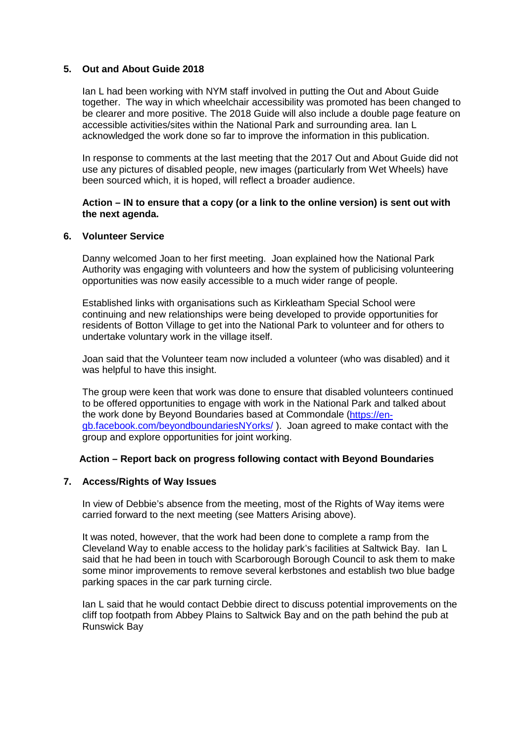## 5. Out and About Guide 2018

Ian L had been working with NYM staff involved in putting the Out and About Guide together. The way in which wheelchair accessibility was promoted has been changed to be clearer and more positive. The 2018 Guide will also include a double page feature on accessible activities/sites within the National Park and surrounding area. Ian L acknowledged the work done so far to improve the information in this publication.

In response to comments at the last meeting that the 2017 Out and About Guide did not use any pictures of disabled people, new images (particularly from Wet Wheels) have been sourced which, it is hoped, will reflect a broader audience.

**Action – IN to ensure that a copy (or a link to the online version) is sent out with the next agenda.**

## 6. Volunteer Service

Danny welcomed Joan to her first meeting. Joan explained how the National Park Authority was engaging with volunteers and how the system of publicising volunteering opportunities was now easily accessible to a much wider range of people.

Established links with organisations such as Kirkleatham Special School were continuing and new relationships were being developed to provide opportunities for residents of Botton Village to get into the National Park to volunteer and for others to undertake voluntary work in the village itself.

Joan said that the Volunteer team now included a volunteer (who was disabled) and it was helpful to have this insight.

The group were keen that work was done to ensure that disabled volunteers continued to be offered opportunities to engage with work in the National Park and talked about the work done by Beyond Boundaries based at Commondale ([https://en-gb.facebook.com/beyondboundariesNYorks/](https://en-gb.facebook.com/beyondboundariesNYorks/) ). Joan agreed to make contact with the group and explore opportunities for joint working.

**Action – Report back on progress following contact with Beyond Boundaries**

## 7. Access/Rights of Way Issues

In view of Debbie's absence from the meeting, most of the Rights of Way items were carried forward to the next meeting (see Matters Arising above).

It was noted, however, that the work had been done to complete a ramp from the Cleveland Way to enable access to the holiday park's facilities at Saltwick Bay. Ian L said that he had been in touch with Scarborough Borough Council to ask them to make some minor improvements to remove several kerbstones and establish two blue badge parking spaces in the car park turning circle.

Ian L said that he would contact Debbie direct to discuss potential improvements on the cliff top footpath from Abbey Plains to Saltwick Bay and on the path behind the pub at Runswick Bay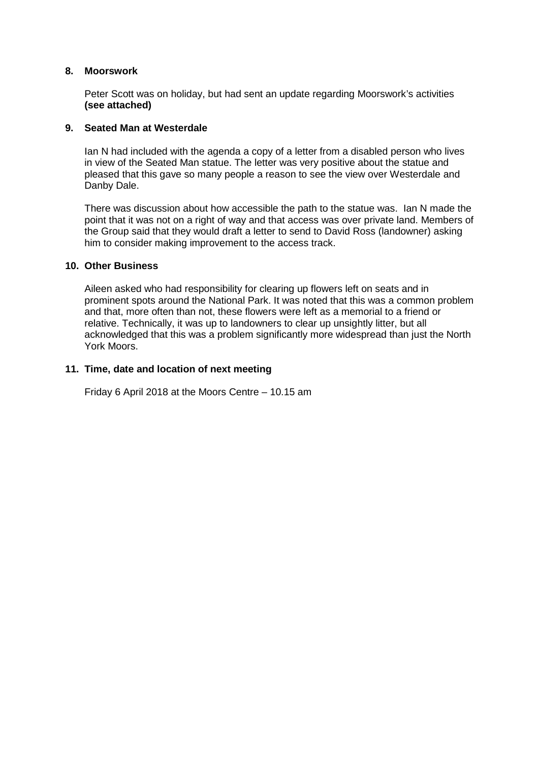**8. Moorswork**

Peter Scott was on holiday, but had sent an update regarding Moorswork's activities **(see attached)**

**9. Seated Man at Westerdale**

Ian N had included with the agenda a copy of a letter from a disabled person who lives in view of the Seated Man statue. The letter was very positive about the statue and pleased that this gave so many people a reason to see the view over Westerdale and Danby Dale.

There was discussion about how accessible the path to the statue was. Ian N made the point that it was not on a right of way and that access was over private land. Members of the Group said that they would draft a letter to send to David Ross (landowner) asking him to consider making improvement to the access track.

**10. Other Business**

Aileen asked who had responsibility for clearing up flowers left on seats and in prominent spots around the National Park. It was noted that this was a common problem and that, more often than not, these flowers were left as a memorial to a friend or relative. Technically, it was up to landowners to clear up unsightly litter, but all acknowledged that this was a problem significantly more widespread than just the North York Moors.

**11. Time, date and location of next meeting**

Friday 6 April 2018 at the Moors Centre – 10.15 am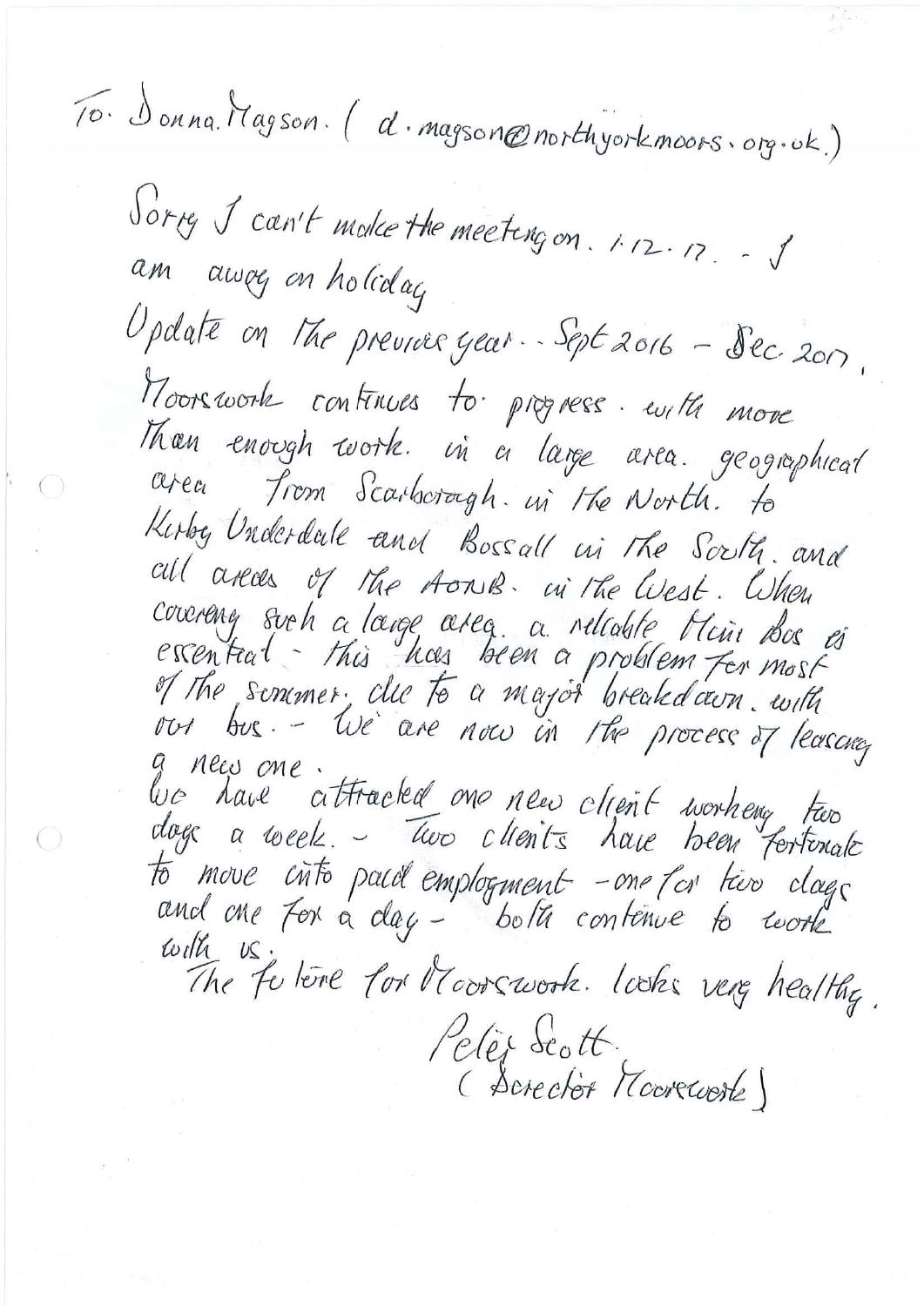To. Donna. Magson. ( d.magson@northyorkmoors.org.uk.)

Sorry I can't make the meeting on. 1.12.17. - I am away on holiday

Update on the previous year. - Sept 2016 - Dec. 2017,

Moorswork continues to progress. with more than enough work. in a large area. geographical area from Scarborough. in the North. to Kirby Underdale and Bossall in the South. and all areas of the AONB. in the West. When covering such a large area. a reliable Mini Bus is essential - this has been a problem for most of the summer. due to a major breakdown. with our bus. - We are now in the process of leasing a new one.

We have attracted one new client working two days a week. - Two clients have been fortunate to move into paid employment - one for two days and one for a day - both continue to work with us.

The future for Moorswork. looks very healthy.

Peter Scott
( Director Moorswork )